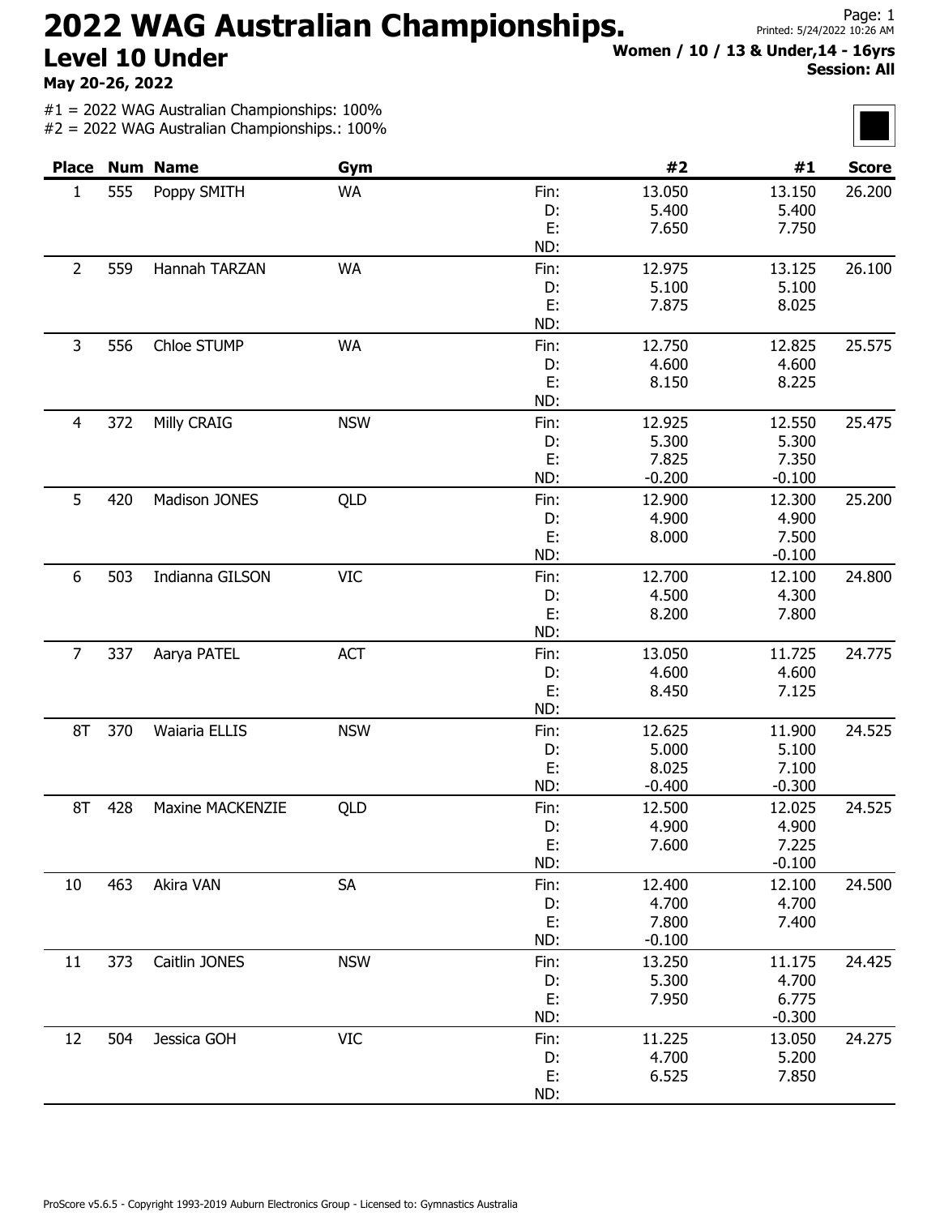# 2022 WAG Australian Championships.

## Level 10 Under

**May 20-26, 2022**

**Women / 10 / 13 & Under,14 - 16yrs**
**Session: All**

#1 = 2022 WAG Australian Championships: 100%
#2 = 2022 WAG Australian Championships.: 100%

| Place | Num | Name | Gym | | #2 | #1 | Score |
|---|---|---|---|---|---|---|---|
| 1 | 555 | Poppy SMITH | WA | Fin: | 13.050 | 13.150 | 26.200 |
| | | | | D: | 5.400 | 5.400 | |
| | | | | E: | 7.650 | 7.750 | |
| | | | | ND: | | | |
| 2 | 559 | Hannah TARZAN | WA | Fin: | 12.975 | 13.125 | 26.100 |
| | | | | D: | 5.100 | 5.100 | |
| | | | | E: | 7.875 | 8.025 | |
| | | | | ND: | | | |
| 3 | 556 | Chloe STUMP | WA | Fin: | 12.750 | 12.825 | 25.575 |
| | | | | D: | 4.600 | 4.600 | |
| | | | | E: | 8.150 | 8.225 | |
| | | | | ND: | | | |
| 4 | 372 | Milly CRAIG | NSW | Fin: | 12.925 | 12.550 | 25.475 |
| | | | | D: | 5.300 | 5.300 | |
| | | | | E: | 7.825 | 7.350 | |
| | | | | ND: | -0.200 | -0.100 | |
| 5 | 420 | Madison JONES | QLD | Fin: | 12.900 | 12.300 | 25.200 |
| | | | | D: | 4.900 | 4.900 | |
| | | | | E: | 8.000 | 7.500 | |
| | | | | ND: | | -0.100 | |
| 6 | 503 | Indianna GILSON | VIC | Fin: | 12.700 | 12.100 | 24.800 |
| | | | | D: | 4.500 | 4.300 | |
| | | | | E: | 8.200 | 7.800 | |
| | | | | ND: | | | |
| 7 | 337 | Aarya PATEL | ACT | Fin: | 13.050 | 11.725 | 24.775 |
| | | | | D: | 4.600 | 4.600 | |
| | | | | E: | 8.450 | 7.125 | |
| | | | | ND: | | | |
| 8T | 370 | Waiaria ELLIS | NSW | Fin: | 12.625 | 11.900 | 24.525 |
| | | | | D: | 5.000 | 5.100 | |
| | | | | E: | 8.025 | 7.100 | |
| | | | | ND: | -0.400 | -0.300 | |
| 8T | 428 | Maxine MACKENZIE | QLD | Fin: | 12.500 | 12.025 | 24.525 |
| | | | | D: | 4.900 | 4.900 | |
| | | | | E: | 7.600 | 7.225 | |
| | | | | ND: | | -0.100 | |
| 10 | 463 | Akira VAN | SA | Fin: | 12.400 | 12.100 | 24.500 |
| | | | | D: | 4.700 | 4.700 | |
| | | | | E: | 7.800 | 7.400 | |
| | | | | ND: | -0.100 | | |
| 11 | 373 | Caitlin JONES | NSW | Fin: | 13.250 | 11.175 | 24.425 |
| | | | | D: | 5.300 | 4.700 | |
| | | | | E: | 7.950 | 6.775 | |
| | | | | ND: | | -0.300 | |
| 12 | 504 | Jessica GOH | VIC | Fin: | 11.225 | 13.050 | 24.275 |
| | | | | D: | 4.700 | 5.200 | |
| | | | | E: | 6.525 | 7.850 | |
| | | | | ND: | | | |

ProScore v5.6.5 - Copyright 1993-2019 Auburn Electronics Group - Licensed to: Gymnastics Australia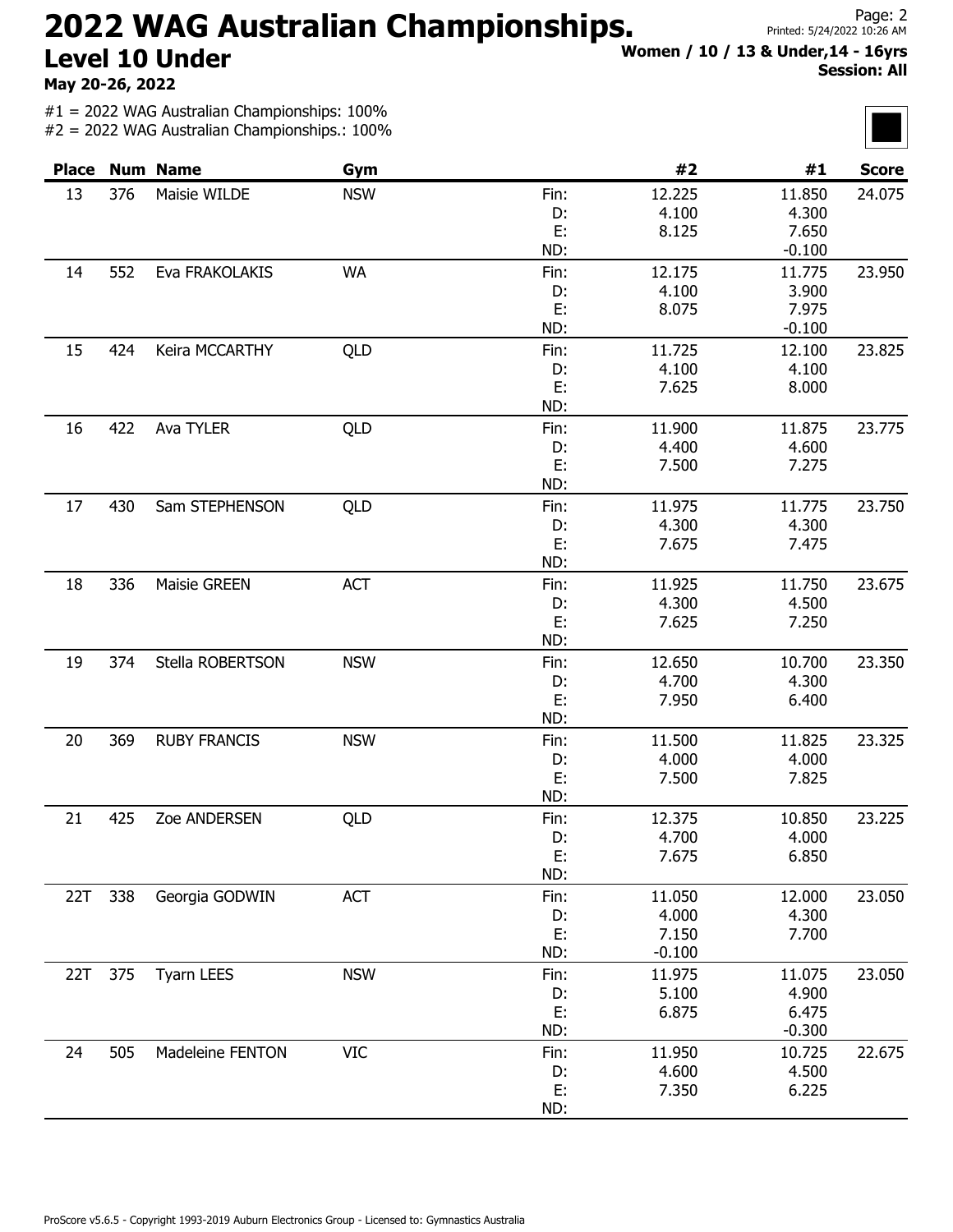# 2022 WAG Australian Championships.

## Level 10 Under

**May 20-26, 2022**

**Women / 10 / 13 & Under,14 - 16yrs**
**Session: All**

#1 = 2022 WAG Australian Championships: 100%
#2 = 2022 WAG Australian Championships.: 100%

| Place | Num | Name | Gym | | #2 | #1 | Score |
|---|---|---|---|---|---|---|---|
| 13 | 376 | Maisie WILDE | NSW | Fin: | 12.225 | 11.850 | 24.075 |
| | | | | D: | 4.100 | 4.300 | |
| | | | | E: | 8.125 | 7.650 | |
| | | | | ND: | | -0.100 | |
| 14 | 552 | Eva FRAKOLAKIS | WA | Fin: | 12.175 | 11.775 | 23.950 |
| | | | | D: | 4.100 | 3.900 | |
| | | | | E: | 8.075 | 7.975 | |
| | | | | ND: | | -0.100 | |
| 15 | 424 | Keira MCCARTHY | QLD | Fin: | 11.725 | 12.100 | 23.825 |
| | | | | D: | 4.100 | 4.100 | |
| | | | | E: | 7.625 | 8.000 | |
| | | | | ND: | | | |
| 16 | 422 | Ava TYLER | QLD | Fin: | 11.900 | 11.875 | 23.775 |
| | | | | D: | 4.400 | 4.600 | |
| | | | | E: | 7.500 | 7.275 | |
| | | | | ND: | | | |
| 17 | 430 | Sam STEPHENSON | QLD | Fin: | 11.975 | 11.775 | 23.750 |
| | | | | D: | 4.300 | 4.300 | |
| | | | | E: | 7.675 | 7.475 | |
| | | | | ND: | | | |
| 18 | 336 | Maisie GREEN | ACT | Fin: | 11.925 | 11.750 | 23.675 |
| | | | | D: | 4.300 | 4.500 | |
| | | | | E: | 7.625 | 7.250 | |
| | | | | ND: | | | |
| 19 | 374 | Stella ROBERTSON | NSW | Fin: | 12.650 | 10.700 | 23.350 |
| | | | | D: | 4.700 | 4.300 | |
| | | | | E: | 7.950 | 6.400 | |
| | | | | ND: | | | |
| 20 | 369 | RUBY FRANCIS | NSW | Fin: | 11.500 | 11.825 | 23.325 |
| | | | | D: | 4.000 | 4.000 | |
| | | | | E: | 7.500 | 7.825 | |
| | | | | ND: | | | |
| 21 | 425 | Zoe ANDERSEN | QLD | Fin: | 12.375 | 10.850 | 23.225 |
| | | | | D: | 4.700 | 4.000 | |
| | | | | E: | 7.675 | 6.850 | |
| | | | | ND: | | | |
| 22T | 338 | Georgia GODWIN | ACT | Fin: | 11.050 | 12.000 | 23.050 |
| | | | | D: | 4.000 | 4.300 | |
| | | | | E: | 7.150 | 7.700 | |
| | | | | ND: | -0.100 | | |
| 22T | 375 | Tyarn LEES | NSW | Fin: | 11.975 | 11.075 | 23.050 |
| | | | | D: | 5.100 | 4.900 | |
| | | | | E: | 6.875 | 6.475 | |
| | | | | ND: | | -0.300 | |
| 24 | 505 | Madeleine FENTON | VIC | Fin: | 11.950 | 10.725 | 22.675 |
| | | | | D: | 4.600 | 4.500 | |
| | | | | E: | 7.350 | 6.225 | |
| | | | | ND: | | | |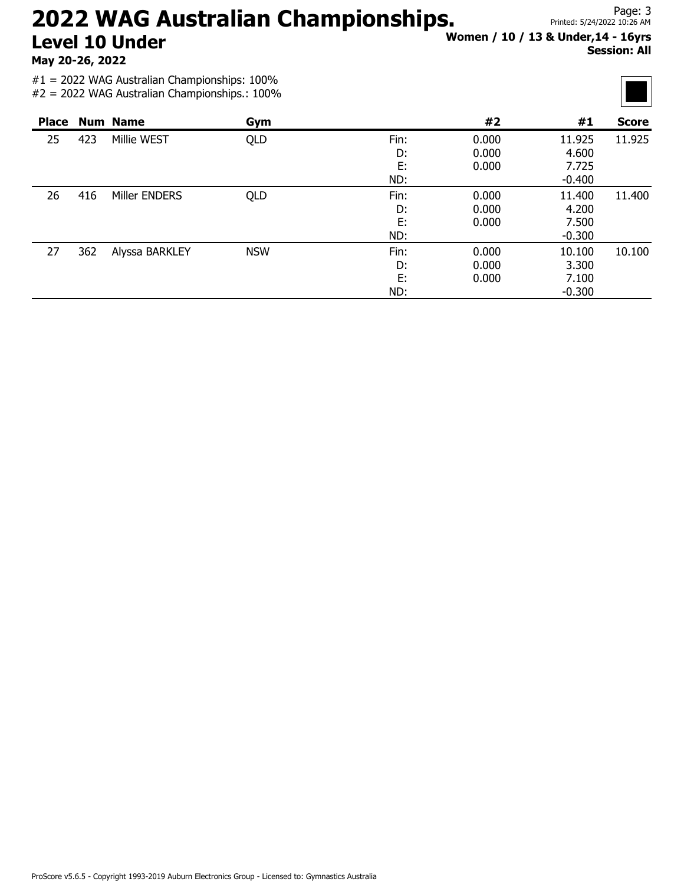# 2022 WAG Australian Championships.

## Level 10 Under

**May 20-26, 2022**

**Women / 10 / 13 & Under,14 - 16yrs**
**Session: All**

#1 = 2022 WAG Australian Championships: 100%
#2 = 2022 WAG Australian Championships.: 100%

| Place | Num | Name | Gym | | #2 | #1 | Score |
|---|---|---|---|---|---|---|---|
| 25 | 423 | Millie WEST | QLD | Fin: | 0.000 | 11.925 | 11.925 |
| | | | | D: | 0.000 | 4.600 | |
| | | | | E: | 0.000 | 7.725 | |
| | | | | ND: | | -0.400 | |
| 26 | 416 | Miller ENDERS | QLD | Fin: | 0.000 | 11.400 | 11.400 |
| | | | | D: | 0.000 | 4.200 | |
| | | | | E: | 0.000 | 7.500 | |
| | | | | ND: | | -0.300 | |
| 27 | 362 | Alyssa BARKLEY | NSW | Fin: | 0.000 | 10.100 | 10.100 |
| | | | | D: | 0.000 | 3.300 | |
| | | | | E: | 0.000 | 7.100 | |
| | | | | ND: | | -0.300 | |

ProScore v5.6.5 - Copyright 1993-2019 Auburn Electronics Group - Licensed to: Gymnastics Australia